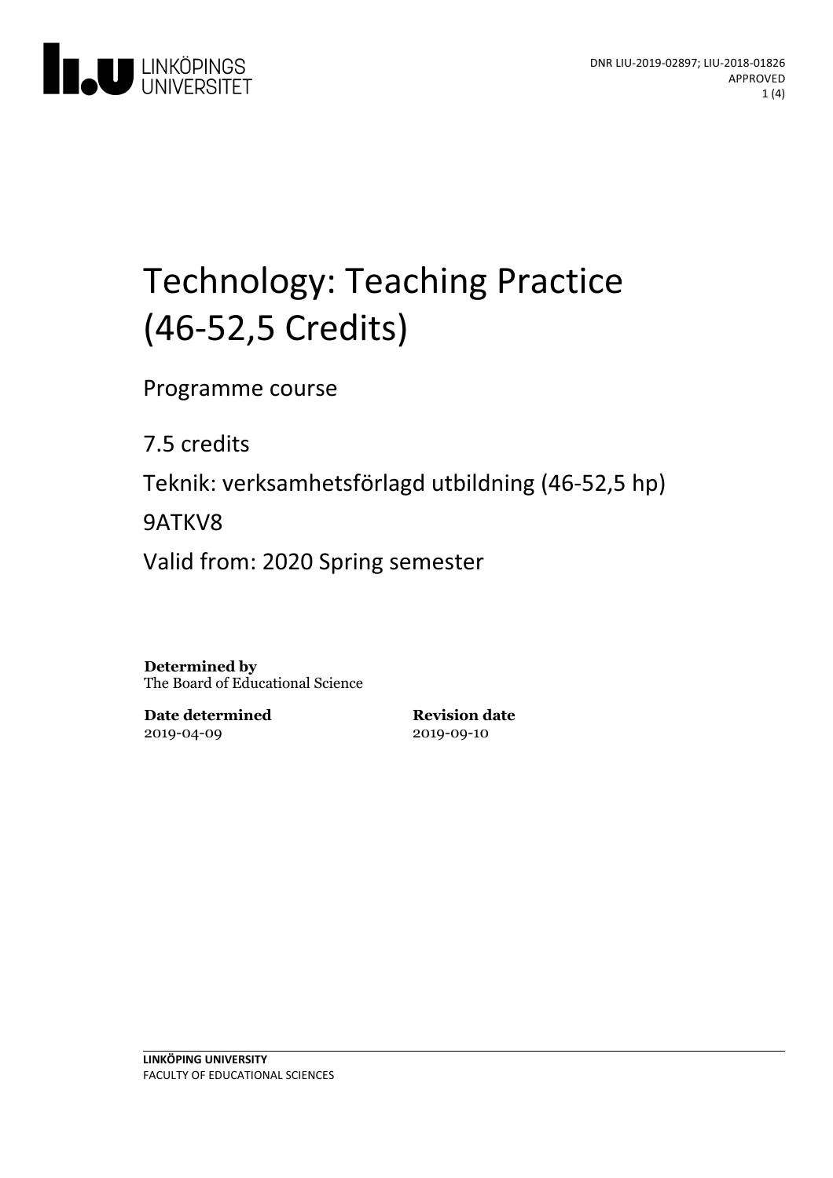DNR LIU-2019-02897; LIU-2018-01826
APPROVED

# Technology: Teaching Practice (46-52,5 Credits)

Programme course

7.5 credits

Teknik: verksamhetsförlagd utbildning (46-52,5 hp)

9ATKV8

Valid from: 2020 Spring semester

**Determined by**
The Board of Educational Science

**Date determined**
2019-04-09

**Revision date**
2019-09-10

**LINKÖPING UNIVERSITY**
FACULTY OF EDUCATIONAL SCIENCES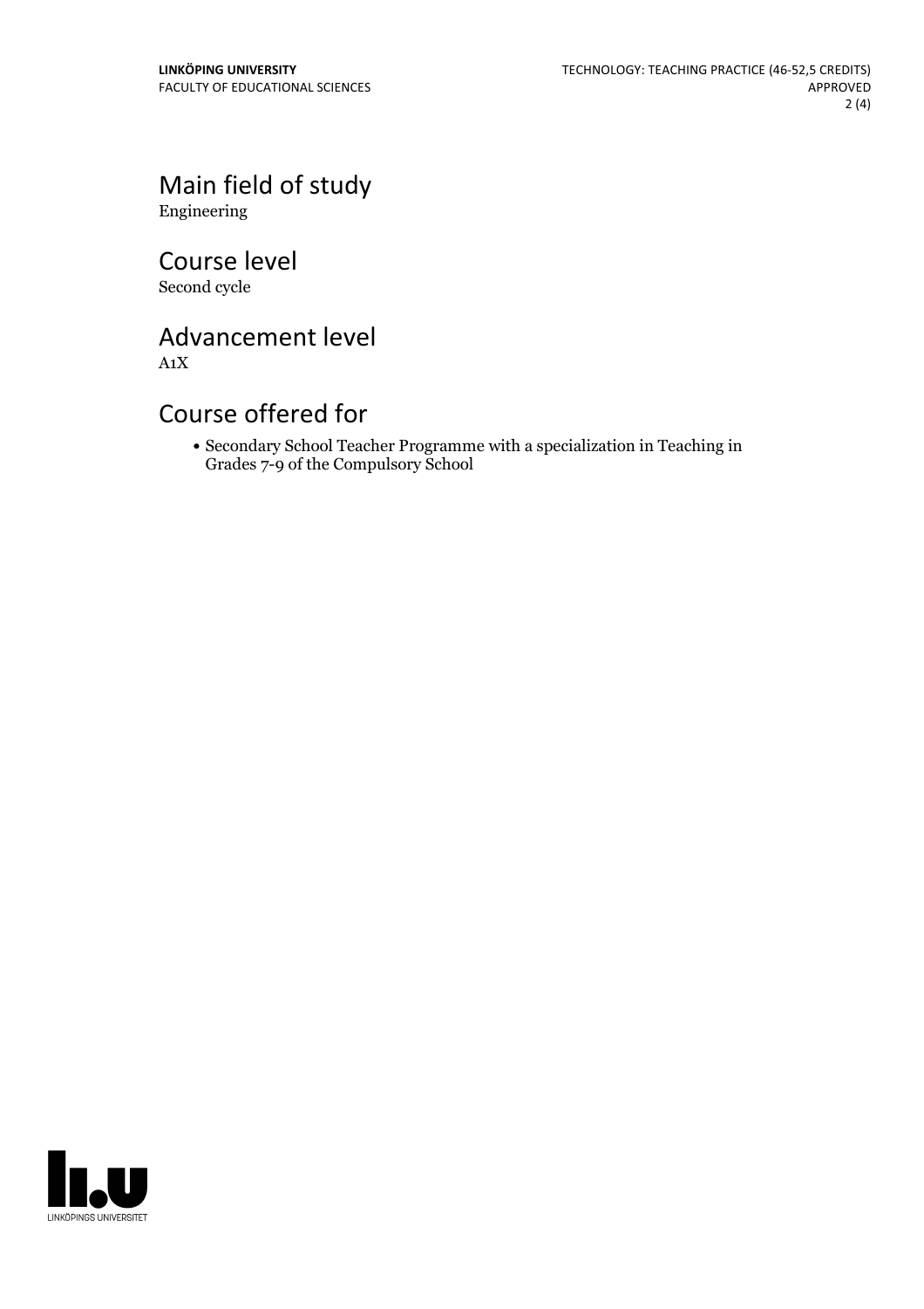## Main field of study

Engineering

## Course level

Second cycle

## Advancement level

A1X

## Course offered for

- Secondary School Teacher Programme with a specialization in Teaching in Grades 7-9 of the Compulsory School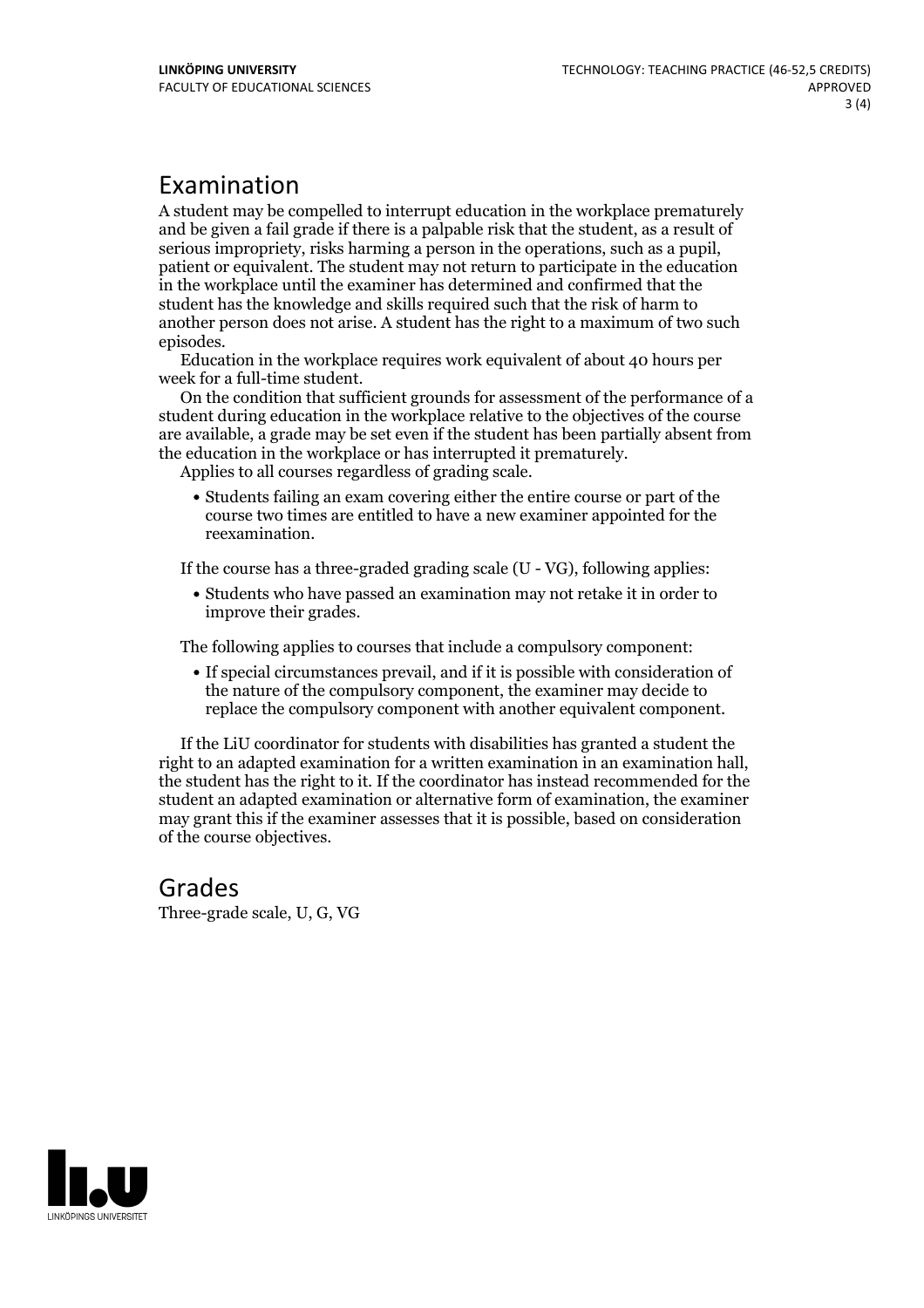## Examination

A student may be compelled to interrupt education in the workplace prematurely and be given a fail grade if there is a palpable risk that the student, as a result of serious impropriety, risks harming a person in the operations, such as a pupil, patient or equivalent. The student may not return to participate in the education in the workplace until the examiner has determined and confirmed that the student has the knowledge and skills required such that the risk of harm to another person does not arise. A student has the right to a maximum of two such episodes.

Education in the workplace requires work equivalent of about 40 hours per week for a full-time student.

On the condition that sufficient grounds for assessment of the performance of a student during education in the workplace relative to the objectives of the course are available, a grade may be set even if the student has been partially absent from the education in the workplace or has interrupted it prematurely.

Applies to all courses regardless of grading scale.

- Students failing an exam covering either the entire course or part of the course two times are entitled to have a new examiner appointed for the reexamination.

If the course has a three-graded grading scale (U - VG), following applies:

- Students who have passed an examination may not retake it in order to improve their grades.

The following applies to courses that include a compulsory component:

- If special circumstances prevail, and if it is possible with consideration of the nature of the compulsory component, the examiner may decide to replace the compulsory component with another equivalent component.

If the LiU coordinator for students with disabilities has granted a student the right to an adapted examination for a written examination in an examination hall, the student has the right to it. If the coordinator has instead recommended for the student an adapted examination or alternative form of examination, the examiner may grant this if the examiner assesses that it is possible, based on consideration of the course objectives.

## Grades

Three-grade scale, U, G, VG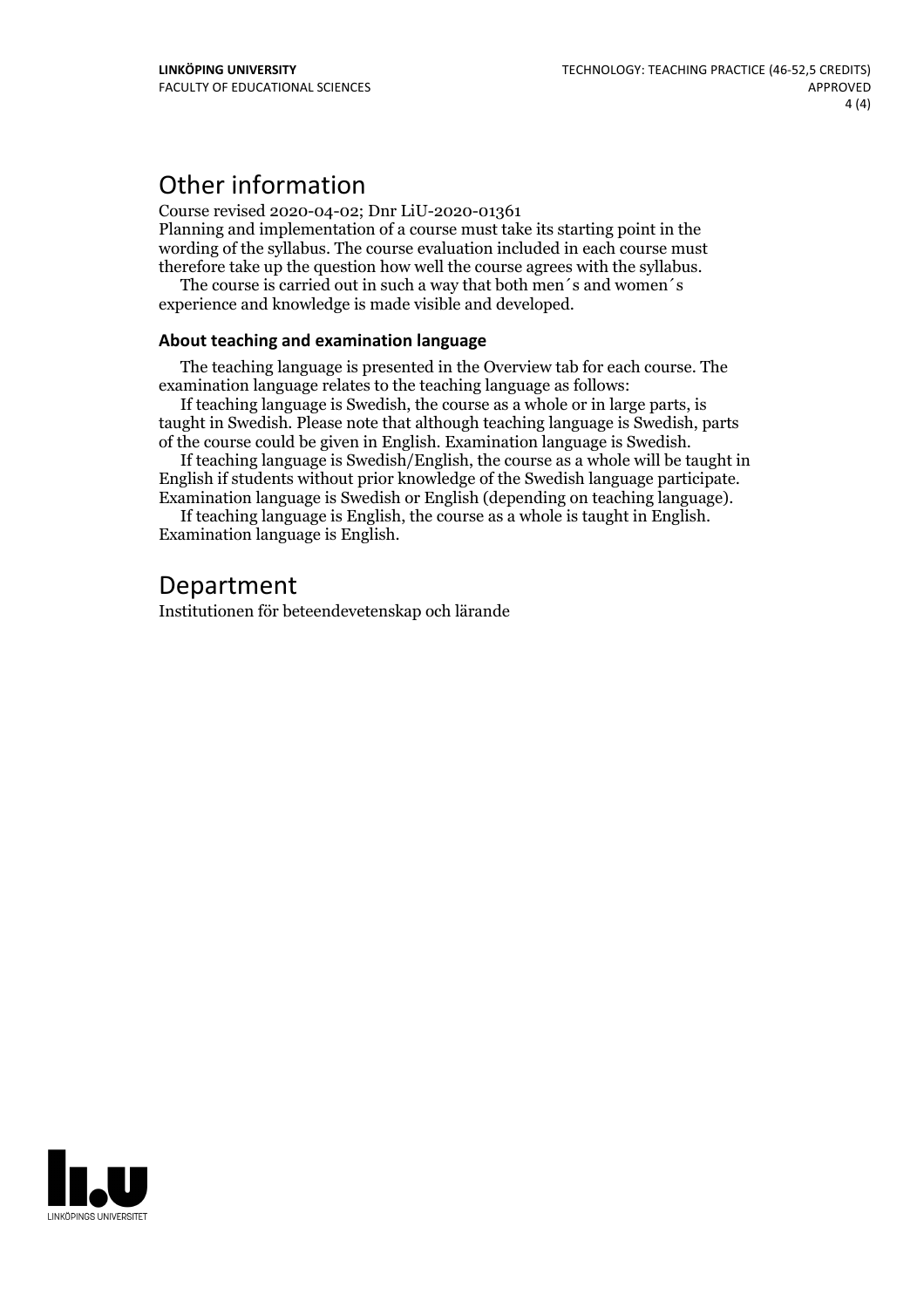## Other information

Course revised 2020-04-02; Dnr LiU-2020-01361

Planning and implementation of a course must take its starting point in the wording of the syllabus. The course evaluation included in each course must therefore take up the question how well the course agrees with the syllabus.

The course is carried out in such a way that both men´s and women´s experience and knowledge is made visible and developed.

### About teaching and examination language

The teaching language is presented in the Overview tab for each course. The examination language relates to the teaching language as follows:

If teaching language is Swedish, the course as a whole or in large parts, is taught in Swedish. Please note that although teaching language is Swedish, parts of the course could be given in English. Examination language is Swedish.

If teaching language is Swedish/English, the course as a whole will be taught in English if students without prior knowledge of the Swedish language participate. Examination language is Swedish or English (depending on teaching language).

If teaching language is English, the course as a whole is taught in English. Examination language is English.

## Department

Institutionen för beteendevetenskap och lärande